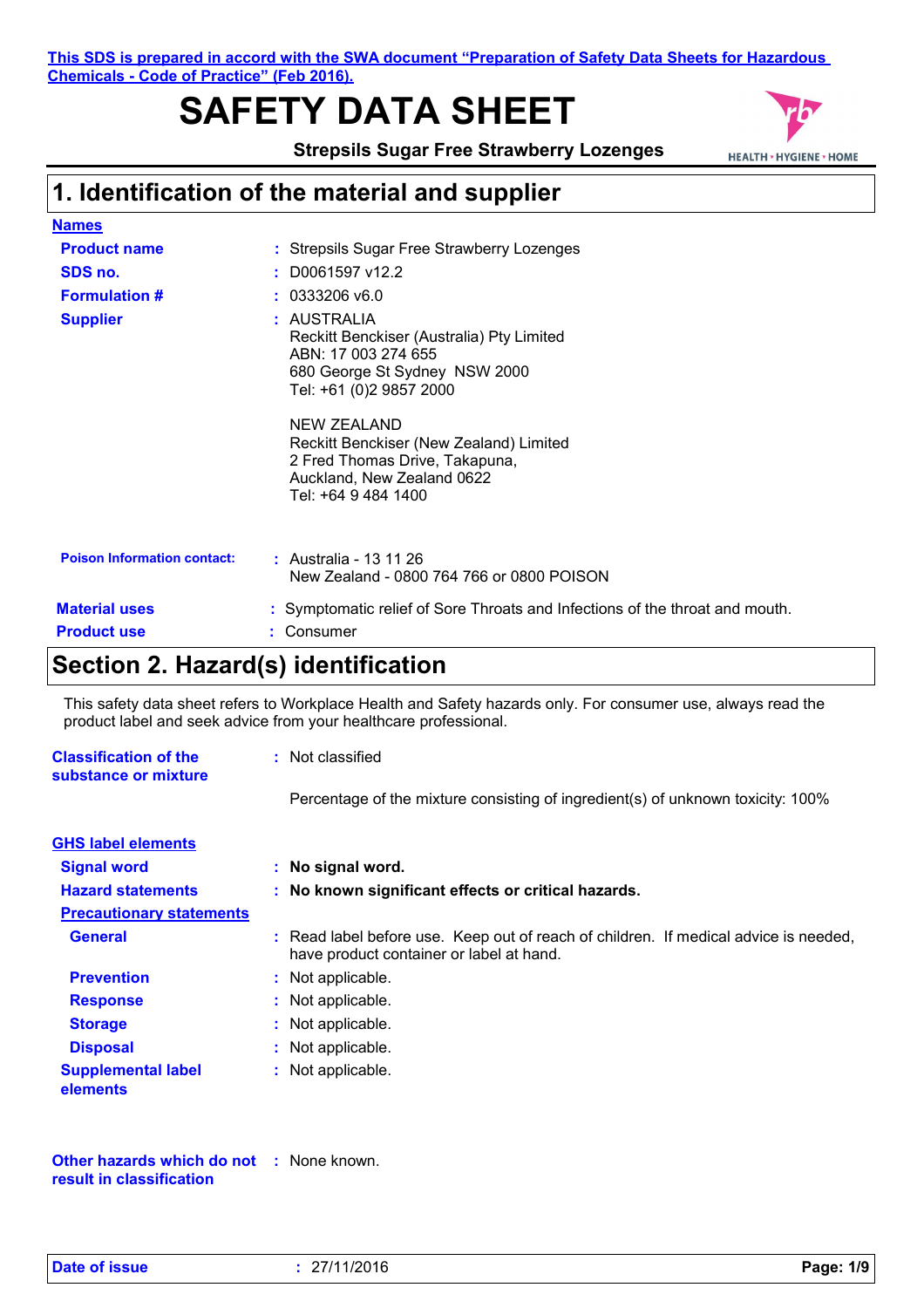This SDS is prepared in accord with the SWA document "Preparation of Safety Data Sheets for Hazardous Chemicals - Code of Practice" (Feb 2016).

# SAFETY DATA SHEET

**Strepsils Sugar Free Strawberry Lozenges**

HEALTH • HYGIENE • HOME

## 1. Identification of the material and supplier

**Names**

| | |
|---|---|
| **Product name** | : Strepsils Sugar Free Strawberry Lozenges |
| **SDS no.** | : D0061597 v12.2 |
| **Formulation #** | : 0333206 v6.0 |
| **Supplier** | : AUSTRALIA<br>Reckitt Benckiser (Australia) Pty Limited<br>ABN: 17 003 274 655<br>680 George St Sydney NSW 2000<br>Tel: +61 (0)2 9857 2000<br><br>NEW ZEALAND<br>Reckitt Benckiser (New Zealand) Limited<br>2 Fred Thomas Drive, Takapuna,<br>Auckland, New Zealand 0622<br>Tel: +64 9 484 1400 |
| **Poison Information contact:** | : Australia - 13 11 26<br>New Zealand - 0800 764 766 or 0800 POISON |
| **Material uses** | : Symptomatic relief of Sore Throats and Infections of the throat and mouth. |
| **Product use** | : Consumer |

## Section 2. Hazard(s) identification

This safety data sheet refers to Workplace Health and Safety hazards only. For consumer use, always read the product label and seek advice from your healthcare professional.

**Classification of the substance or mixture** : Not classified

Percentage of the mixture consisting of ingredient(s) of unknown toxicity: 100%

**GHS label elements**

| | |
|---|---|
| **Signal word** | : **No signal word.** |
| **Hazard statements** | : **No known significant effects or critical hazards.** |

**Precautionary statements**

| | |
|---|---|
| **General** | : Read label before use. Keep out of reach of children. If medical advice is needed, have product container or label at hand. |
| **Prevention** | : Not applicable. |
| **Response** | : Not applicable. |
| **Storage** | : Not applicable. |
| **Disposal** | : Not applicable. |
| **Supplemental label elements** | : Not applicable. |

**Other hazards which do not result in classification** : None known.

**Date of issue** : 27/11/2016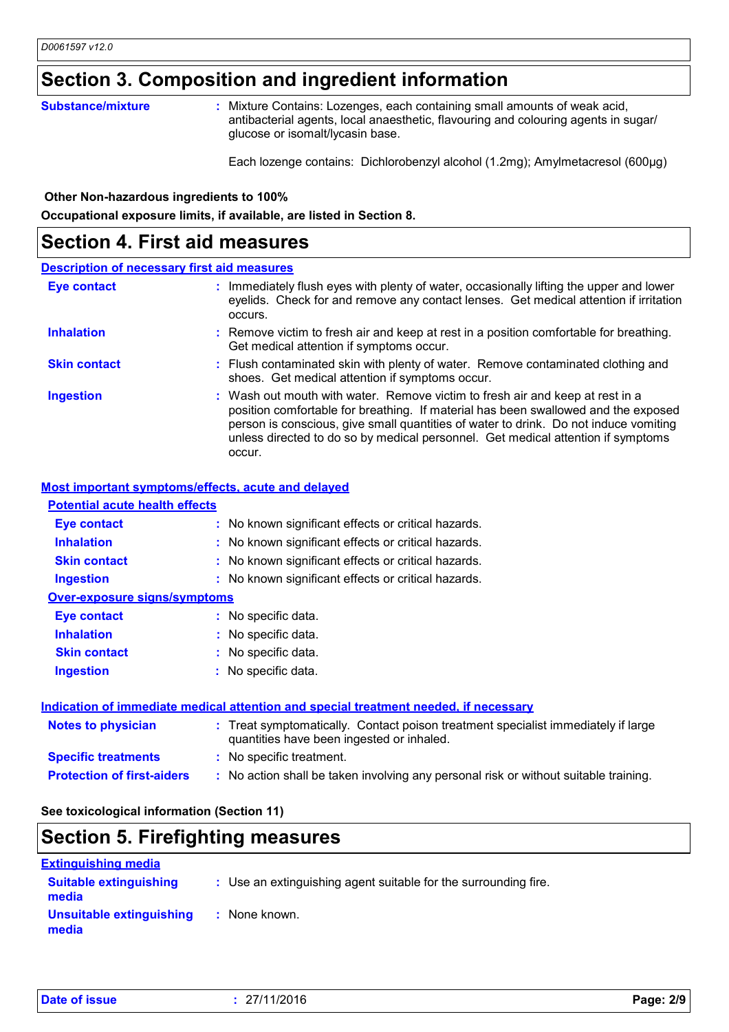## Section 3. Composition and ingredient information

**Substance/mixture** : Mixture Contains: Lozenges, each containing small amounts of weak acid, antibacterial agents, local anaesthetic, flavouring and colouring agents in sugar/ glucose or isomalt/lycasin base.

Each lozenge contains: Dichlorobenzyl alcohol (1.2mg); Amylmetacresol (600µg)

**Other Non-hazardous ingredients to 100%**

**Occupational exposure limits, if available, are listed in Section 8.**

## Section 4. First aid measures

### Description of necessary first aid measures

**Eye contact** : Immediately flush eyes with plenty of water, occasionally lifting the upper and lower eyelids. Check for and remove any contact lenses. Get medical attention if irritation occurs.

**Inhalation** : Remove victim to fresh air and keep at rest in a position comfortable for breathing. Get medical attention if symptoms occur.

**Skin contact** : Flush contaminated skin with plenty of water. Remove contaminated clothing and shoes. Get medical attention if symptoms occur.

**Ingestion** : Wash out mouth with water. Remove victim to fresh air and keep at rest in a position comfortable for breathing. If material has been swallowed and the exposed person is conscious, give small quantities of water to drink. Do not induce vomiting unless directed to do so by medical personnel. Get medical attention if symptoms occur.

### Most important symptoms/effects, acute and delayed

#### Potential acute health effects

**Eye contact** : No known significant effects or critical hazards.

**Inhalation** : No known significant effects or critical hazards.

**Skin contact** : No known significant effects or critical hazards.

**Ingestion** : No known significant effects or critical hazards.

#### Over-exposure signs/symptoms

**Eye contact** : No specific data.

**Inhalation** : No specific data.

**Skin contact** : No specific data.

**Ingestion** : No specific data.

### Indication of immediate medical attention and special treatment needed, if necessary

**Notes to physician** : Treat symptomatically. Contact poison treatment specialist immediately if large quantities have been ingested or inhaled.

**Specific treatments** : No specific treatment.

**Protection of first-aiders** : No action shall be taken involving any personal risk or without suitable training.

**See toxicological information (Section 11)**

## Section 5. Firefighting measures

### Extinguishing media

**Suitable extinguishing media** : Use an extinguishing agent suitable for the surrounding fire.

**Unsuitable extinguishing media** : None known.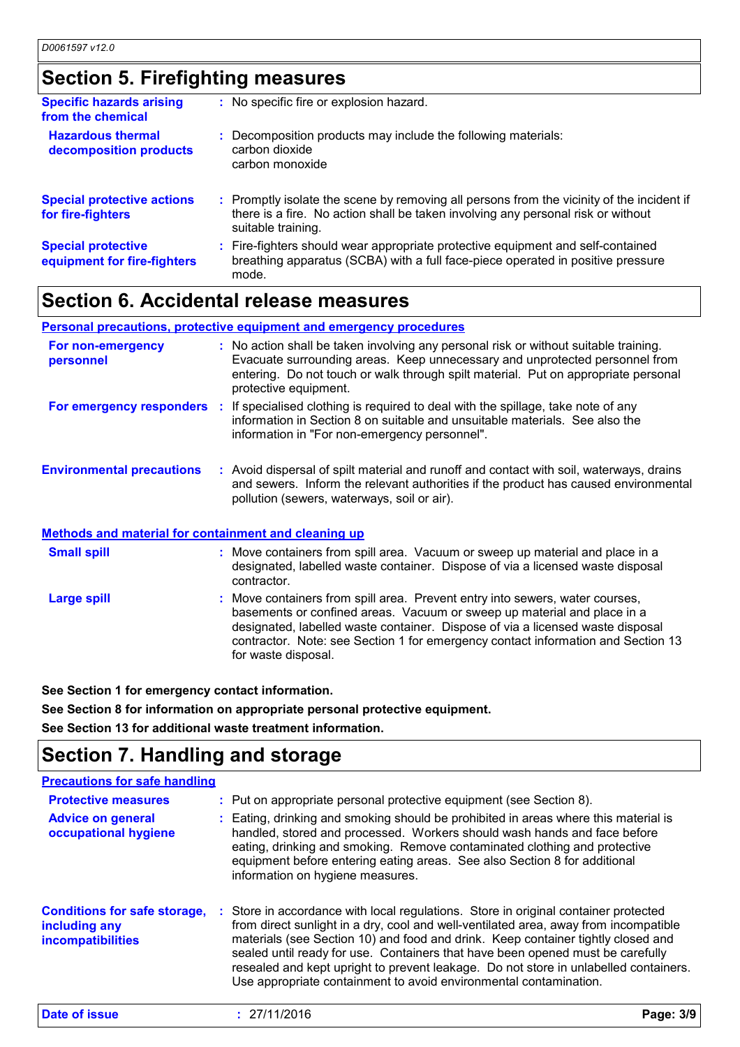## Section 5. Firefighting measures

| | |
|---|---|
| **Specific hazards arising from the chemical** | No specific fire or explosion hazard. |
| **Hazardous thermal decomposition products** | Decomposition products may include the following materials:<br>carbon dioxide<br>carbon monoxide |
| **Special protective actions for fire-fighters** | Promptly isolate the scene by removing all persons from the vicinity of the incident if there is a fire. No action shall be taken involving any personal risk or without suitable training. |
| **Special protective equipment for fire-fighters** | Fire-fighters should wear appropriate protective equipment and self-contained breathing apparatus (SCBA) with a full face-piece operated in positive pressure mode. |

## Section 6. Accidental release measures

### Personal precautions, protective equipment and emergency procedures

| | |
|---|---|
| **For non-emergency personnel** | No action shall be taken involving any personal risk or without suitable training. Evacuate surrounding areas. Keep unnecessary and unprotected personnel from entering. Do not touch or walk through spilt material. Put on appropriate personal protective equipment. |
| **For emergency responders** | If specialised clothing is required to deal with the spillage, take note of any information in Section 8 on suitable and unsuitable materials. See also the information in "For non-emergency personnel". |
| **Environmental precautions** | Avoid dispersal of spilt material and runoff and contact with soil, waterways, drains and sewers. Inform the relevant authorities if the product has caused environmental pollution (sewers, waterways, soil or air). |

### Methods and material for containment and cleaning up

| | |
|---|---|
| **Small spill** | Move containers from spill area. Vacuum or sweep up material and place in a designated, labelled waste container. Dispose of via a licensed waste disposal contractor. |
| **Large spill** | Move containers from spill area. Prevent entry into sewers, water courses, basements or confined areas. Vacuum or sweep up material and place in a designated, labelled waste container. Dispose of via a licensed waste disposal contractor. Note: see Section 1 for emergency contact information and Section 13 for waste disposal. |

**See Section 1 for emergency contact information.**

**See Section 8 for information on appropriate personal protective equipment.**

**See Section 13 for additional waste treatment information.**

## Section 7. Handling and storage

### Precautions for safe handling

| | |
|---|---|
| **Protective measures** | Put on appropriate personal protective equipment (see Section 8). |
| **Advice on general occupational hygiene** | Eating, drinking and smoking should be prohibited in areas where this material is handled, stored and processed. Workers should wash hands and face before eating, drinking and smoking. Remove contaminated clothing and protective equipment before entering eating areas. See also Section 8 for additional information on hygiene measures. |
| **Conditions for safe storage, including any incompatibilities** | Store in accordance with local regulations. Store in original container protected from direct sunlight in a dry, cool and well-ventilated area, away from incompatible materials (see Section 10) and food and drink. Keep container tightly closed and sealed until ready for use. Containers that have been opened must be carefully resealed and kept upright to prevent leakage. Do not store in unlabelled containers. Use appropriate containment to avoid environmental contamination. |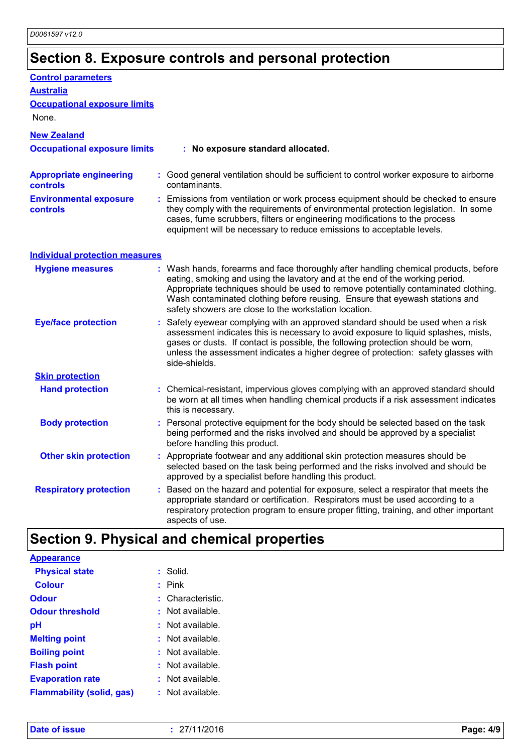# Section 8. Exposure controls and personal protection

**Control parameters**

**Australia**

**Occupational exposure limits**

None.

**New Zealand**

**Occupational exposure limits** : **No exposure standard allocated.**

**Appropriate engineering controls** : Good general ventilation should be sufficient to control worker exposure to airborne contaminants.

**Environmental exposure controls** : Emissions from ventilation or work process equipment should be checked to ensure they comply with the requirements of environmental protection legislation. In some cases, fume scrubbers, filters or engineering modifications to the process equipment will be necessary to reduce emissions to acceptable levels.

**Individual protection measures**

**Hygiene measures** : Wash hands, forearms and face thoroughly after handling chemical products, before eating, smoking and using the lavatory and at the end of the working period. Appropriate techniques should be used to remove potentially contaminated clothing. Wash contaminated clothing before reusing. Ensure that eyewash stations and safety showers are close to the workstation location.

**Eye/face protection** : Safety eyewear complying with an approved standard should be used when a risk assessment indicates this is necessary to avoid exposure to liquid splashes, mists, gases or dusts. If contact is possible, the following protection should be worn, unless the assessment indicates a higher degree of protection: safety glasses with side-shields.

**Skin protection**

**Hand protection** : Chemical-resistant, impervious gloves complying with an approved standard should be worn at all times when handling chemical products if a risk assessment indicates this is necessary.

**Body protection** : Personal protective equipment for the body should be selected based on the task being performed and the risks involved and should be approved by a specialist before handling this product.

**Other skin protection** : Appropriate footwear and any additional skin protection measures should be selected based on the task being performed and the risks involved and should be approved by a specialist before handling this product.

**Respiratory protection** : Based on the hazard and potential for exposure, select a respirator that meets the appropriate standard or certification. Respirators must be used according to a respiratory protection program to ensure proper fitting, training, and other important aspects of use.

# Section 9. Physical and chemical properties

**Appearance**

**Physical state** : Solid.

**Colour** : Pink

**Odour** : Characteristic.

**Odour threshold** : Not available.

**pH** : Not available.

**Melting point** : Not available.

**Boiling point** : Not available.

**Flash point** : Not available.

**Evaporation rate** : Not available.

**Flammability (solid, gas)** : Not available.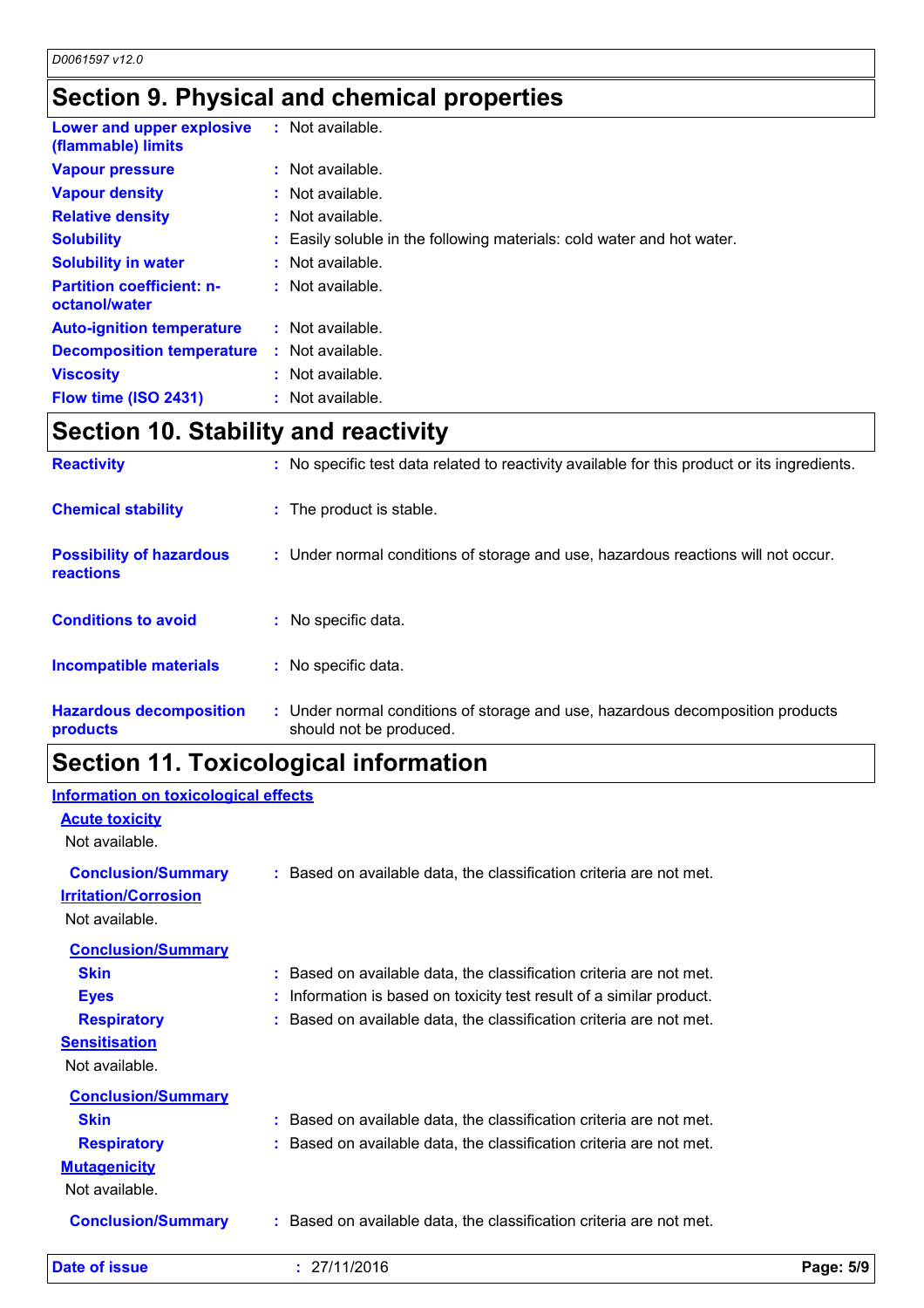## Section 9. Physical and chemical properties

| | |
|---|---|
| **Lower and upper explosive (flammable) limits** | : Not available. |
| **Vapour pressure** | : Not available. |
| **Vapour density** | : Not available. |
| **Relative density** | : Not available. |
| **Solubility** | : Easily soluble in the following materials: cold water and hot water. |
| **Solubility in water** | : Not available. |
| **Partition coefficient: n-octanol/water** | : Not available. |
| **Auto-ignition temperature** | : Not available. |
| **Decomposition temperature** | : Not available. |
| **Viscosity** | : Not available. |
| **Flow time (ISO 2431)** | : Not available. |

## Section 10. Stability and reactivity

| | |
|---|---|
| **Reactivity** | : No specific test data related to reactivity available for this product or its ingredients. |
| **Chemical stability** | : The product is stable. |
| **Possibility of hazardous reactions** | : Under normal conditions of storage and use, hazardous reactions will not occur. |
| **Conditions to avoid** | : No specific data. |
| **Incompatible materials** | : No specific data. |
| **Hazardous decomposition products** | : Under normal conditions of storage and use, hazardous decomposition products should not be produced. |

## Section 11. Toxicological information

**Information on toxicological effects**

**Acute toxicity**

Not available.

**Conclusion/Summary** : Based on available data, the classification criteria are not met.

**Irritation/Corrosion**

Not available.

**Conclusion/Summary**

- **Skin** : Based on available data, the classification criteria are not met.
- **Eyes** : Information is based on toxicity test result of a similar product.
- **Respiratory** : Based on available data, the classification criteria are not met.

**Sensitisation**

Not available.

**Conclusion/Summary**

- **Skin** : Based on available data, the classification criteria are not met.
- **Respiratory** : Based on available data, the classification criteria are not met.

**Mutagenicity**

Not available.

**Conclusion/Summary** : Based on available data, the classification criteria are not met.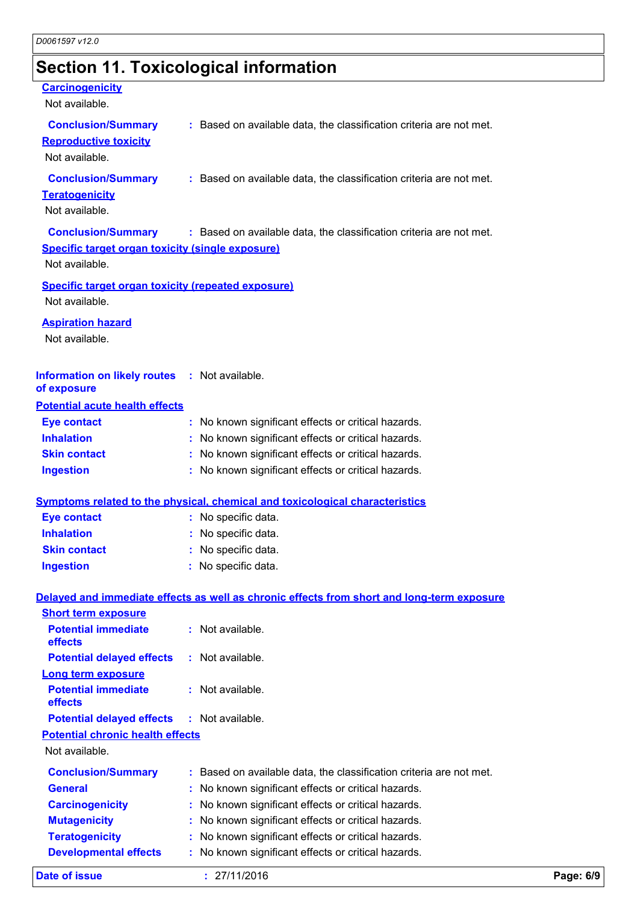## Section 11. Toxicological information

**Carcinogenicity**

Not available.

**Conclusion/Summary** : Based on available data, the classification criteria are not met.

**Reproductive toxicity**

Not available.

**Conclusion/Summary** : Based on available data, the classification criteria are not met.

**Teratogenicity**

Not available.

**Conclusion/Summary** : Based on available data, the classification criteria are not met.

**Specific target organ toxicity (single exposure)**

Not available.

**Specific target organ toxicity (repeated exposure)**

Not available.

**Aspiration hazard**

Not available.

**Information on likely routes of exposure** : Not available.

**Potential acute health effects**

**Eye contact** : No known significant effects or critical hazards.
**Inhalation** : No known significant effects or critical hazards.
**Skin contact** : No known significant effects or critical hazards.
**Ingestion** : No known significant effects or critical hazards.

**Symptoms related to the physical, chemical and toxicological characteristics**

**Eye contact** : No specific data.
**Inhalation** : No specific data.
**Skin contact** : No specific data.
**Ingestion** : No specific data.

**Delayed and immediate effects as well as chronic effects from short and long-term exposure**

**Short term exposure**

**Potential immediate effects** : Not available.
**Potential delayed effects** : Not available.

**Long term exposure**

**Potential immediate effects** : Not available.
**Potential delayed effects** : Not available.

**Potential chronic health effects**

Not available.

**Conclusion/Summary** : Based on available data, the classification criteria are not met.
**General** : No known significant effects or critical hazards.
**Carcinogenicity** : No known significant effects or critical hazards.
**Mutagenicity** : No known significant effects or critical hazards.
**Teratogenicity** : No known significant effects or critical hazards.
**Developmental effects** : No known significant effects or critical hazards.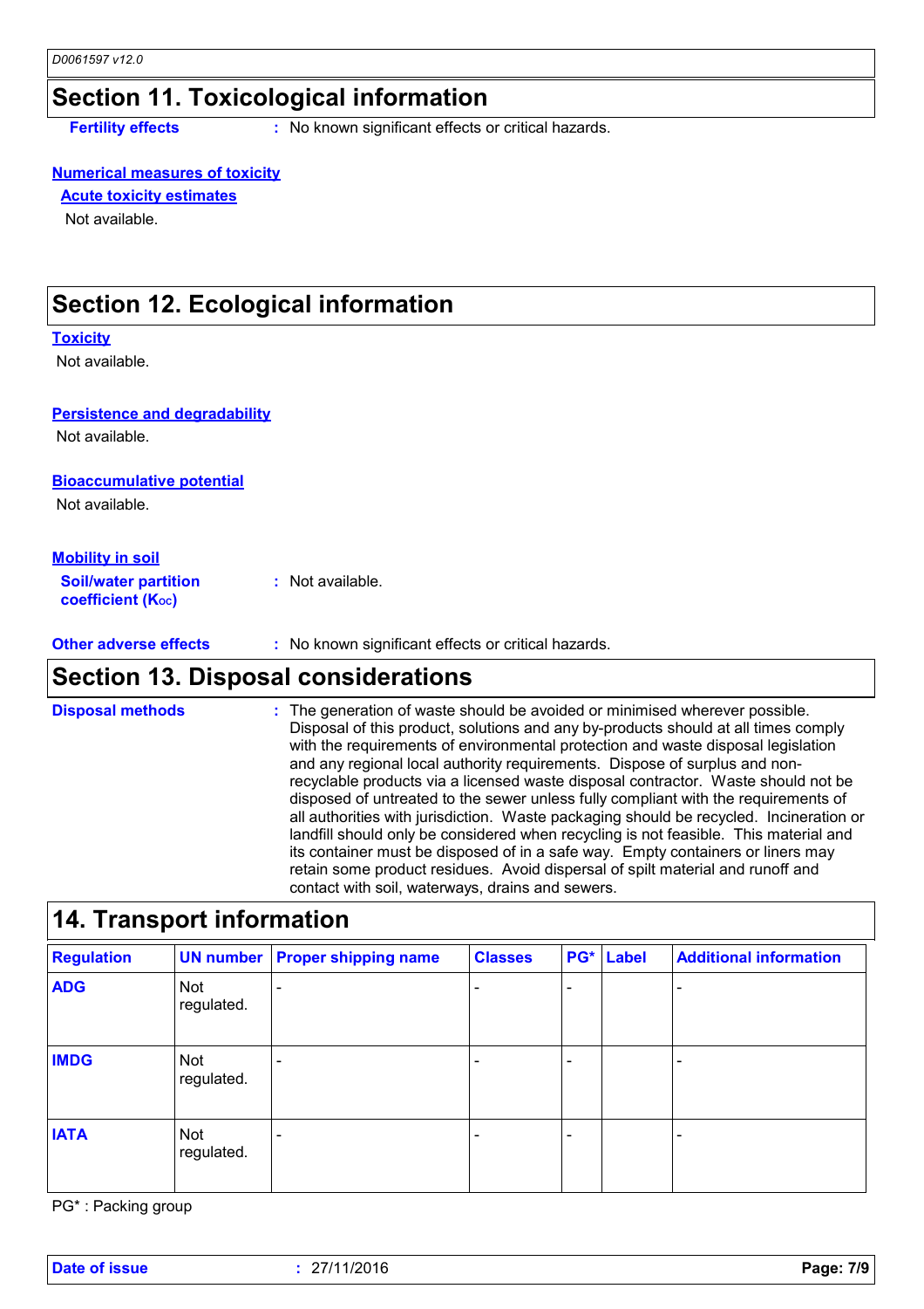## Section 11. Toxicological information

**Fertility effects** : No known significant effects or critical hazards.

**Numerical measures of toxicity**

**Acute toxicity estimates**

Not available.

## Section 12. Ecological information

**Toxicity**

Not available.

**Persistence and degradability**

Not available.

**Bioaccumulative potential**

Not available.

**Mobility in soil**

**Soil/water partition coefficient ($K_{OC}$)** : Not available.

**Other adverse effects** : No known significant effects or critical hazards.

## Section 13. Disposal considerations

**Disposal methods** : The generation of waste should be avoided or minimised wherever possible. Disposal of this product, solutions and any by-products should at all times comply with the requirements of environmental protection and waste disposal legislation and any regional local authority requirements. Dispose of surplus and non-recyclable products via a licensed waste disposal contractor. Waste should not be disposed of untreated to the sewer unless fully compliant with the requirements of all authorities with jurisdiction. Waste packaging should be recycled. Incineration or landfill should only be considered when recycling is not feasible. This material and its container must be disposed of in a safe way. Empty containers or liners may retain some product residues. Avoid dispersal of spilt material and runoff and contact with soil, waterways, drains and sewers.

## 14. Transport information

| Regulation | UN number | Proper shipping name | Classes | PG* | Label | Additional information |
|---|---|---|---|---|---|---|
| ADG | Not regulated. | - | - | - | | - |
| IMDG | Not regulated. | - | - | - | | - |
| IATA | Not regulated. | - | - | - | | - |

PG* : Packing group

**Date of issue** : 27/11/2016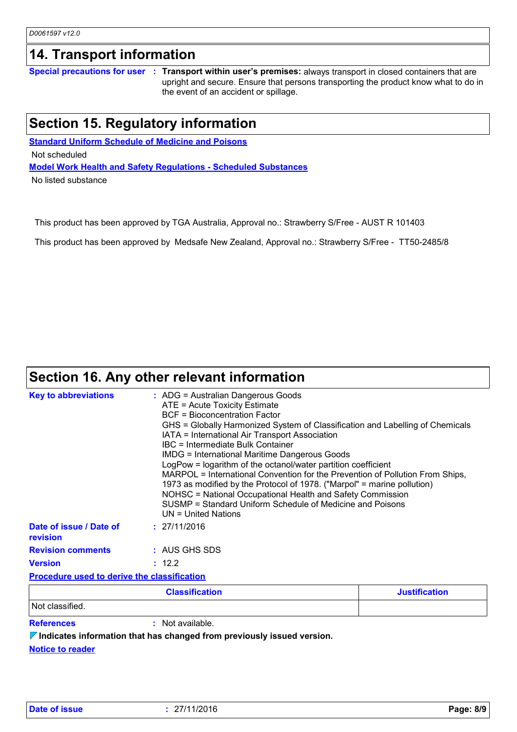## 14. Transport information

**Special precautions for user** : **Transport within user's premises:** always transport in closed containers that are upright and secure. Ensure that persons transporting the product know what to do in the event of an accident or spillage.

## Section 15. Regulatory information

**Standard Uniform Schedule of Medicine and Poisons**

Not scheduled

**Model Work Health and Safety Regulations - Scheduled Substances**

No listed substance

This product has been approved by TGA Australia, Approval no.: Strawberry S/Free - AUST R 101403

This product has been approved by Medsafe New Zealand, Approval no.: Strawberry S/Free - TT50-2485/8

## Section 16. Any other relevant information

**Key to abbreviations** :
ADG = Australian Dangerous Goods
ATE = Acute Toxicity Estimate
BCF = Bioconcentration Factor
GHS = Globally Harmonized System of Classification and Labelling of Chemicals
IATA = International Air Transport Association
IBC = Intermediate Bulk Container
IMDG = International Maritime Dangerous Goods
LogPow = logarithm of the octanol/water partition coefficient
MARPOL = International Convention for the Prevention of Pollution From Ships, 1973 as modified by the Protocol of 1978. ("Marpol" = marine pollution)
NOHSC = National Occupational Health and Safety Commission
SUSMP = Standard Uniform Schedule of Medicine and Poisons
UN = United Nations

**Date of issue / Date of revision** : 27/11/2016

**Revision comments** : AUS GHS SDS

**Version** : 12.2

**Procedure used to derive the classification**

| Classification | Justification |
|---|---|
| Not classified. | |

**References** : Not available.

**Indicates information that has changed from previously issued version.**

**Notice to reader**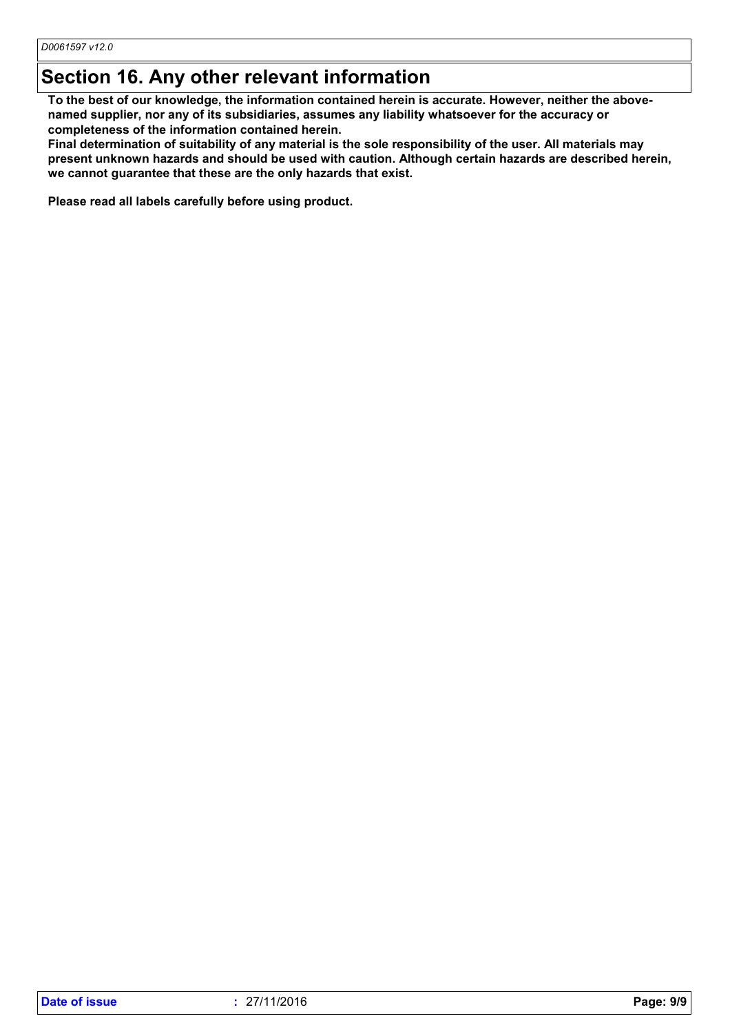# Section 16. Any other relevant information

**To the best of our knowledge, the information contained herein is accurate. However, neither the above-named supplier, nor any of its subsidiaries, assumes any liability whatsoever for the accuracy or completeness of the information contained herein.**
**Final determination of suitability of any material is the sole responsibility of the user. All materials may present unknown hazards and should be used with caution. Although certain hazards are described herein, we cannot guarantee that these are the only hazards that exist.**

**Please read all labels carefully before using product.**